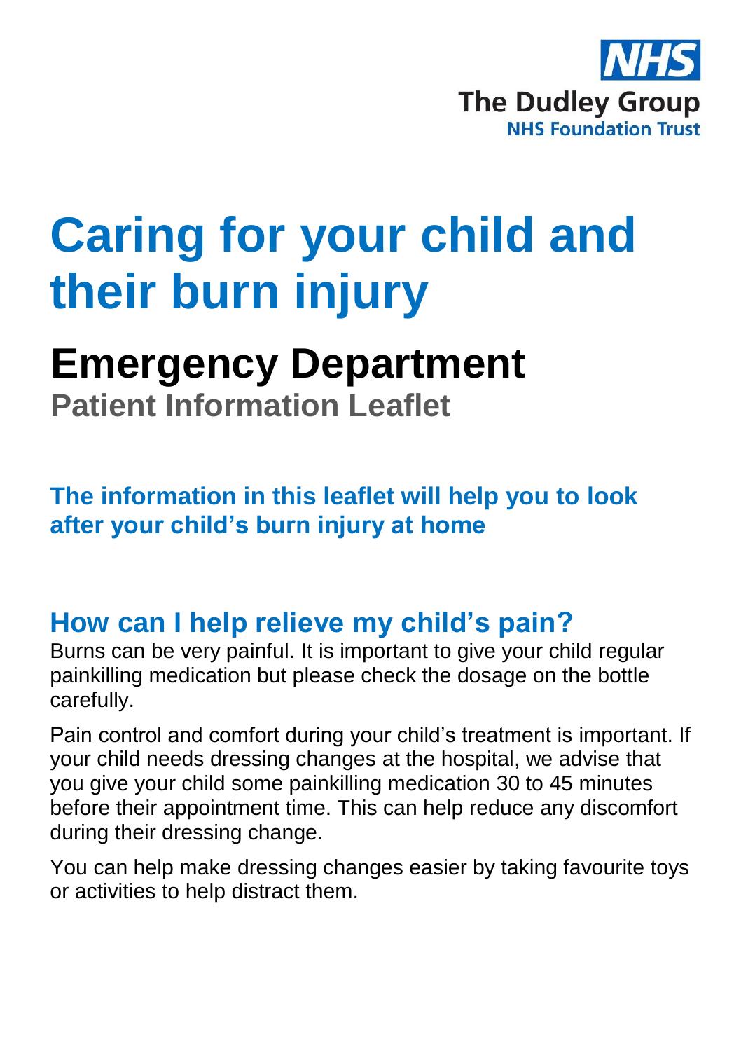NHS
The Dudley Group
NHS Foundation Trust

# Caring for your child and their burn injury

## Emergency Department

**Patient Information Leaflet**

**The information in this leaflet will help you to look after your child's burn injury at home**

## How can I help relieve my child's pain?

Burns can be very painful. It is important to give your child regular painkilling medication but please check the dosage on the bottle carefully.

Pain control and comfort during your child's treatment is important. If your child needs dressing changes at the hospital, we advise that you give your child some painkilling medication 30 to 45 minutes before their appointment time. This can help reduce any discomfort during their dressing change.

You can help make dressing changes easier by taking favourite toys or activities to help distract them.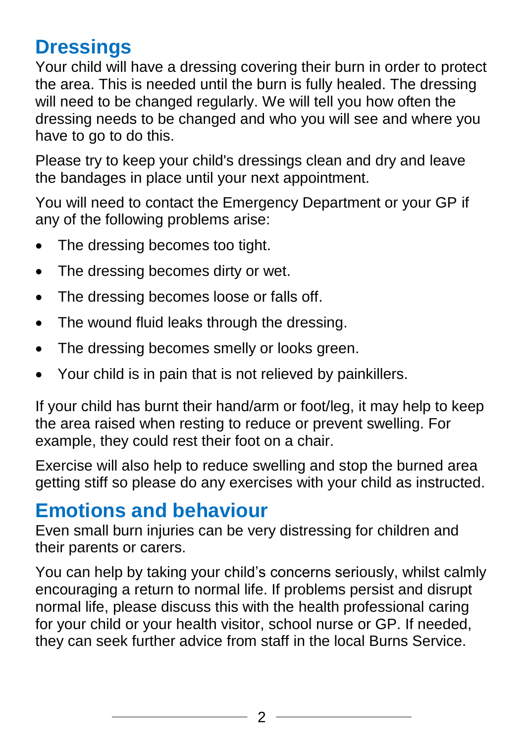## Dressings

Your child will have a dressing covering their burn in order to protect the area. This is needed until the burn is fully healed. The dressing will need to be changed regularly. We will tell you how often the dressing needs to be changed and who you will see and where you have to go to do this.

Please try to keep your child's dressings clean and dry and leave the bandages in place until your next appointment.

You will need to contact the Emergency Department or your GP if any of the following problems arise:

- The dressing becomes too tight.
- The dressing becomes dirty or wet.
- The dressing becomes loose or falls off.
- The wound fluid leaks through the dressing.
- The dressing becomes smelly or looks green.
- Your child is in pain that is not relieved by painkillers.

If your child has burnt their hand/arm or foot/leg, it may help to keep the area raised when resting to reduce or prevent swelling. For example, they could rest their foot on a chair.

Exercise will also help to reduce swelling and stop the burned area getting stiff so please do any exercises with your child as instructed.

## Emotions and behaviour

Even small burn injuries can be very distressing for children and their parents or carers.

You can help by taking your child's concerns seriously, whilst calmly encouraging a return to normal life. If problems persist and disrupt normal life, please discuss this with the health professional caring for your child or your health visitor, school nurse or GP. If needed, they can seek further advice from staff in the local Burns Service.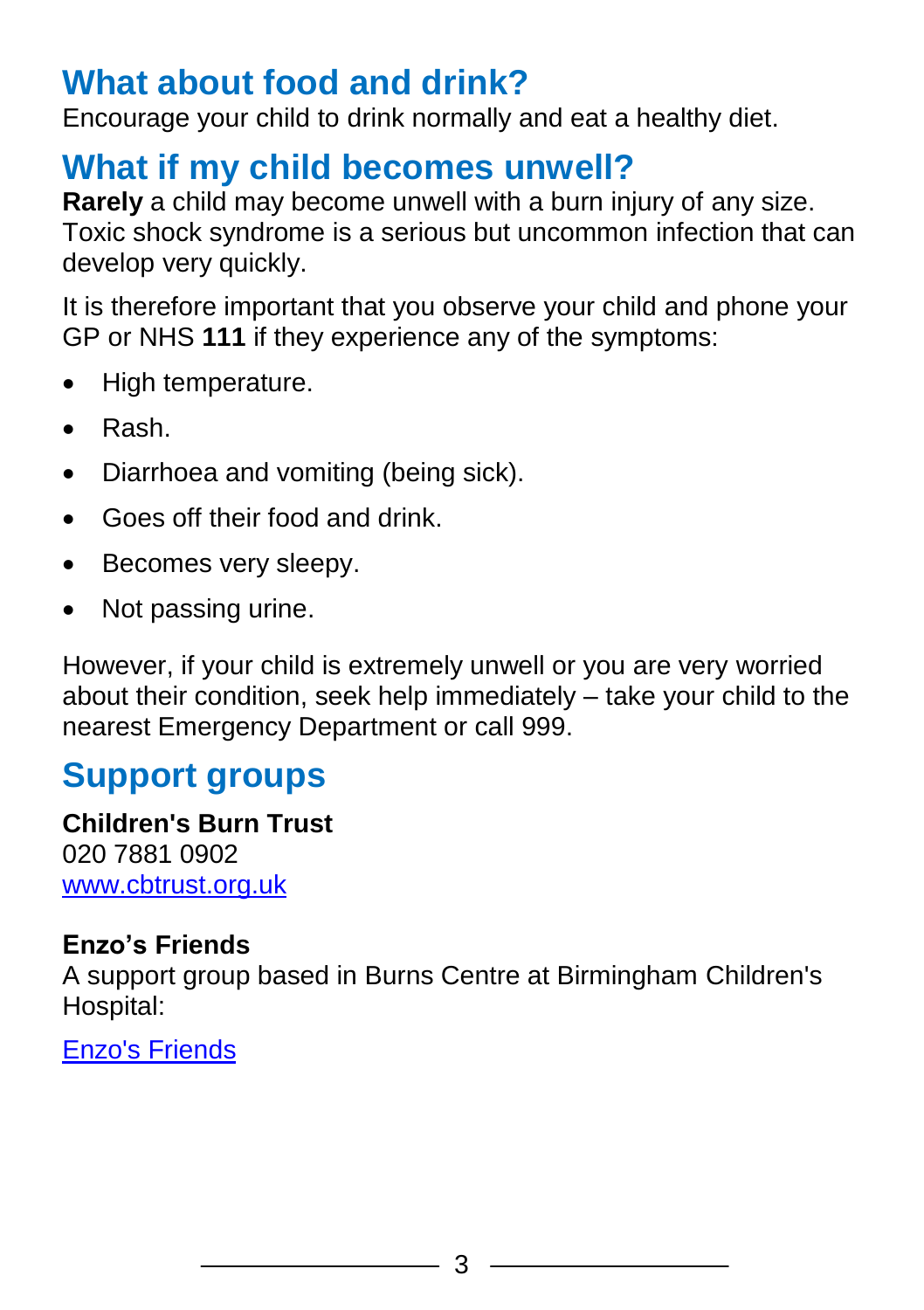## What about food and drink?

Encourage your child to drink normally and eat a healthy diet.

## What if my child becomes unwell?

**Rarely** a child may become unwell with a burn injury of any size. Toxic shock syndrome is a serious but uncommon infection that can develop very quickly.

It is therefore important that you observe your child and phone your GP or NHS **111** if they experience any of the symptoms:

- High temperature.
- Rash.
- Diarrhoea and vomiting (being sick).
- Goes off their food and drink.
- Becomes very sleepy.
- Not passing urine.

However, if your child is extremely unwell or you are very worried about their condition, seek help immediately – take your child to the nearest Emergency Department or call 999.

## Support groups

**Children's Burn Trust**
020 7881 0902
[www.cbtrust.org.uk](http://www.cbtrust.org.uk)

**Enzo's Friends**
A support group based in Burns Centre at Birmingham Children's Hospital:

Enzo's Friends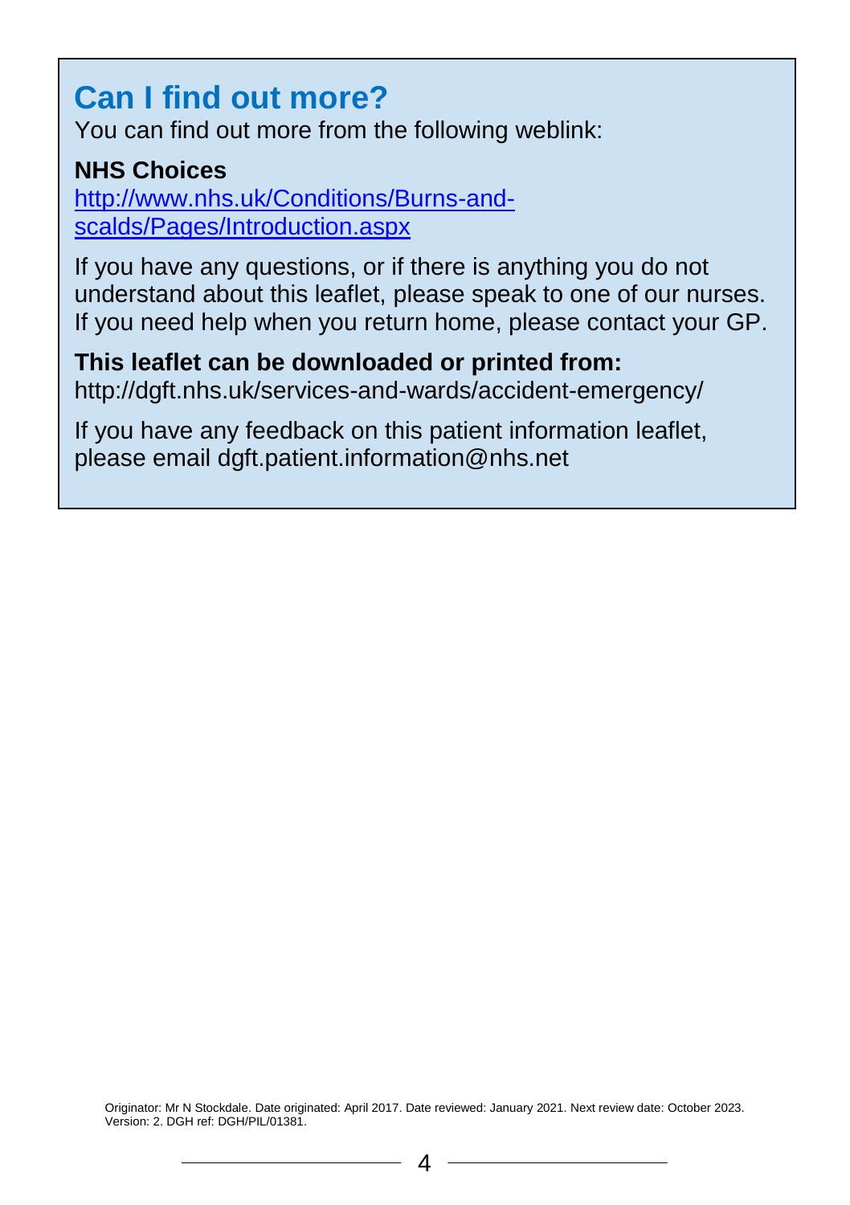## Can I find out more?

You can find out more from the following weblink:

**NHS Choices**
http://www.nhs.uk/Conditions/Burns-and-scalds/Pages/Introduction.aspx

If you have any questions, or if there is anything you do not understand about this leaflet, please speak to one of our nurses. If you need help when you return home, please contact your GP.

**This leaflet can be downloaded or printed from:**
http://dgft.nhs.uk/services-and-wards/accident-emergency/

If you have any feedback on this patient information leaflet, please email dgft.patient.information@nhs.net

Originator: Mr N Stockdale. Date originated: April 2017. Date reviewed: January 2021. Next review date: October 2023. Version: 2. DGH ref: DGH/PIL/01381.